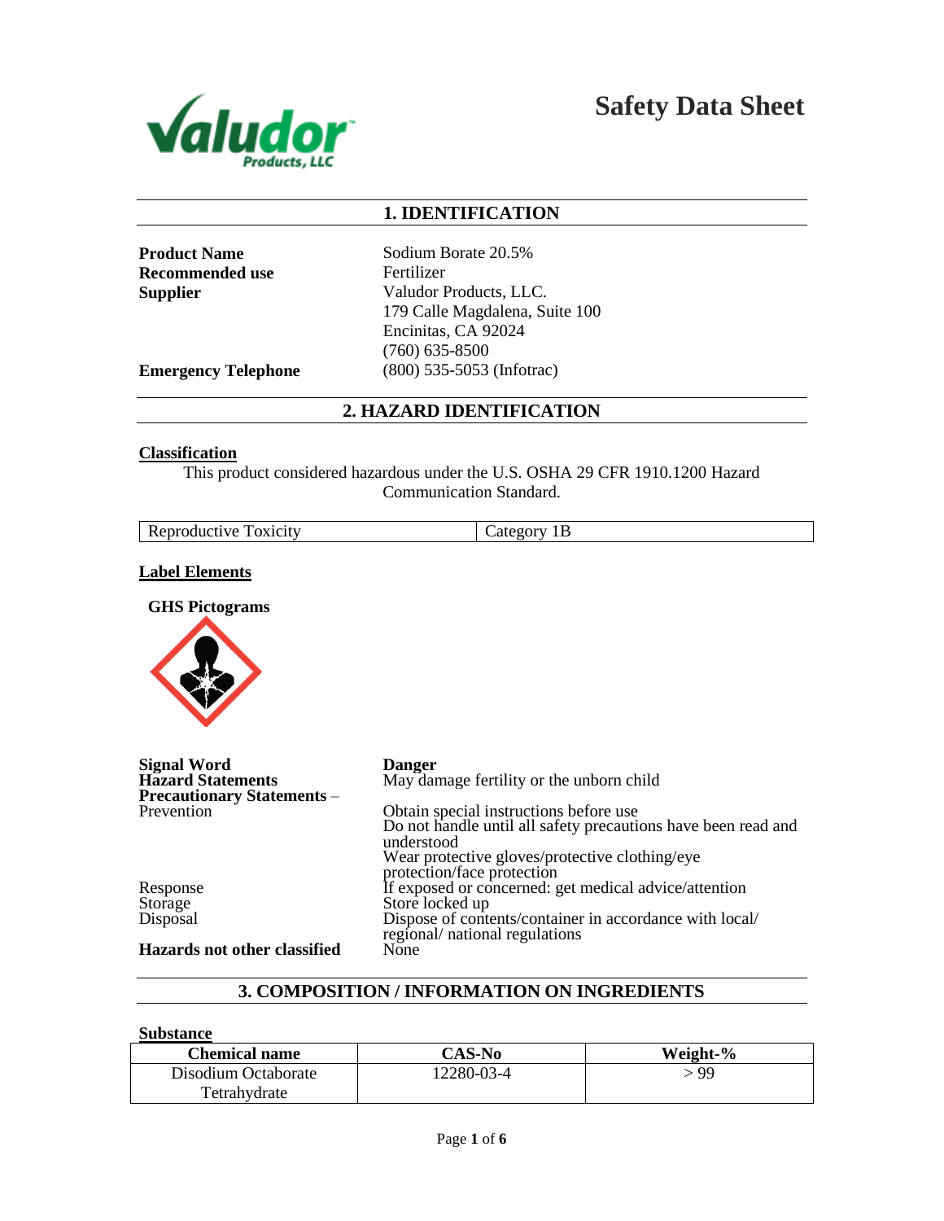# Safety Data Sheet

## 1. IDENTIFICATION

**Product Name** Sodium Borate 20.5%
**Recommended use** Fertilizer
**Supplier** Valudor Products, LLC.
179 Calle Magdalena, Suite 100
Encinitas, CA 92024
(760) 635-8500
**Emergency Telephone** (800) 535-5053 (Infotrac)

## 2. HAZARD IDENTIFICATION

**Classification**

This product considered hazardous under the U.S. OSHA 29 CFR 1910.1200 Hazard Communication Standard.

| Reproductive Toxicity | Category 1B |
|---|---|

**Label Elements**

**GHS Pictograms**

**Signal Word** Danger
**Hazard Statements** May damage fertility or the unborn child
**Precautionary Statements** – Prevention
Obtain special instructions before use
Do not handle until all safety precautions have been read and understood
Wear protective gloves/protective clothing/eye protection/face protection

Response: If exposed or concerned: get medical advice/attention
Storage: Store locked up
Disposal: Dispose of contents/container in accordance with local/ regional/ national regulations

**Hazards not other classified** None

## 3. COMPOSITION / INFORMATION ON INGREDIENTS

**Substance**

| Chemical name | CAS-No | Weight-% |
|---|---|---|
| Disodium Octaborate Tetrahydrate | 12280-03-4 | > 99 |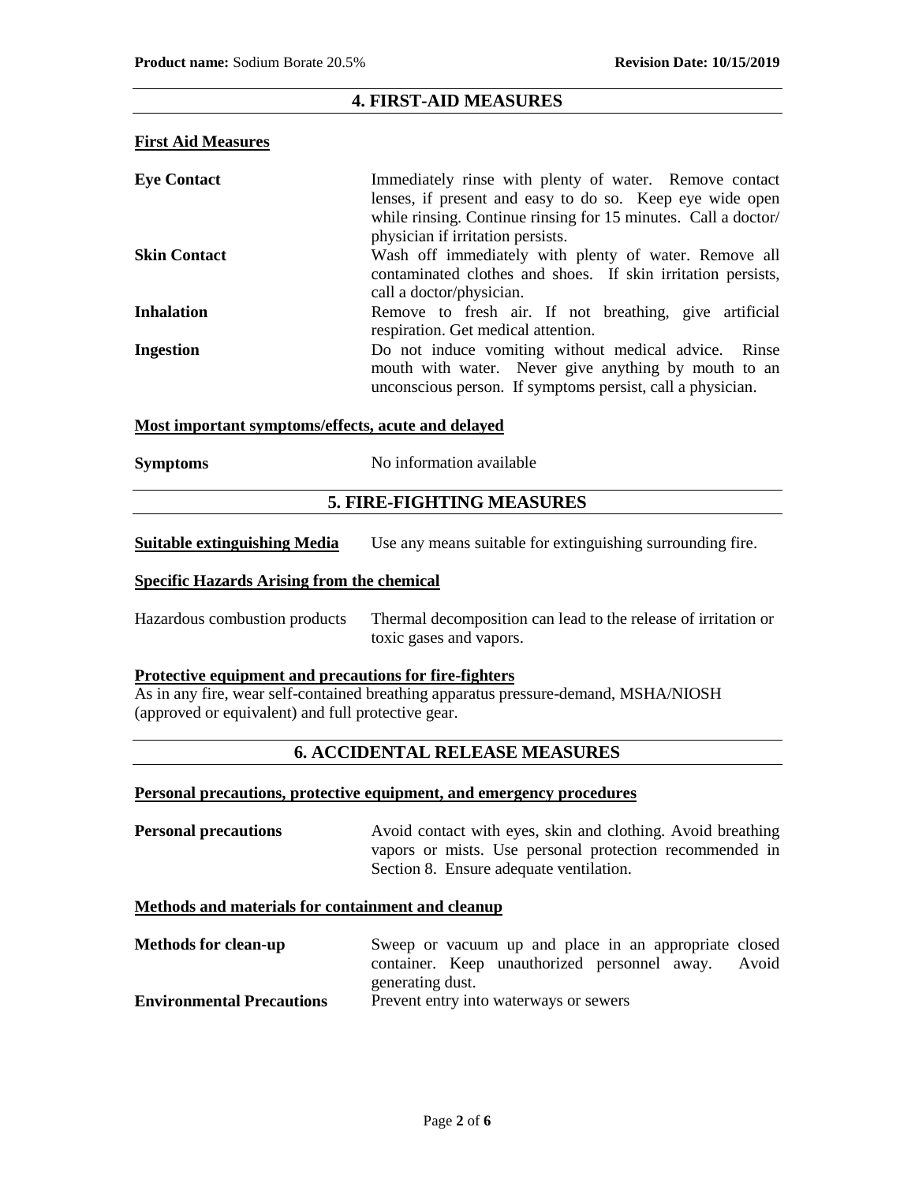## 4. FIRST-AID MEASURES

**First Aid Measures**

| | |
|---|---|
| **Eye Contact** | Immediately rinse with plenty of water. Remove contact lenses, if present and easy to do so. Keep eye wide open while rinsing. Continue rinsing for 15 minutes. Call a doctor/ physician if irritation persists. |
| **Skin Contact** | Wash off immediately with plenty of water. Remove all contaminated clothes and shoes. If skin irritation persists, call a doctor/physician. |
| **Inhalation** | Remove to fresh air. If not breathing, give artificial respiration. Get medical attention. |
| **Ingestion** | Do not induce vomiting without medical advice. Rinse mouth with water. Never give anything by mouth to an unconscious person. If symptoms persist, call a physician. |

**Most important symptoms/effects, acute and delayed**

| | |
|---|---|
| **Symptoms** | No information available |

## 5. FIRE-FIGHTING MEASURES

**Suitable extinguishing Media** Use any means suitable for extinguishing surrounding fire.

**Specific Hazards Arising from the chemical**

| | |
|---|---|
| Hazardous combustion products | Thermal decomposition can lead to the release of irritation or toxic gases and vapors. |

**Protective equipment and precautions for fire-fighters**

As in any fire, wear self-contained breathing apparatus pressure-demand, MSHA/NIOSH (approved or equivalent) and full protective gear.

## 6. ACCIDENTAL RELEASE MEASURES

**Personal precautions, protective equipment, and emergency procedures**

| | |
|---|---|
| **Personal precautions** | Avoid contact with eyes, skin and clothing. Avoid breathing vapors or mists. Use personal protection recommended in Section 8. Ensure adequate ventilation. |

**Methods and materials for containment and cleanup**

| | |
|---|---|
| **Methods for clean-up** | Sweep or vacuum up and place in an appropriate closed container. Keep unauthorized personnel away. Avoid generating dust. |
| **Environmental Precautions** | Prevent entry into waterways or sewers |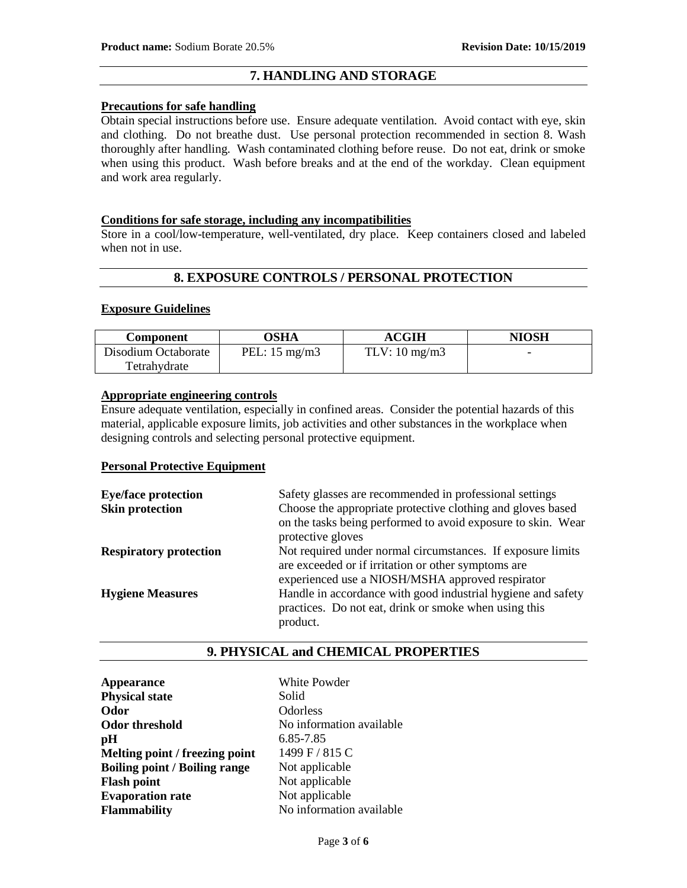## 7. HANDLING AND STORAGE

**Precautions for safe handling**

Obtain special instructions before use. Ensure adequate ventilation. Avoid contact with eye, skin and clothing. Do not breathe dust. Use personal protection recommended in section 8. Wash thoroughly after handling. Wash contaminated clothing before reuse. Do not eat, drink or smoke when using this product. Wash before breaks and at the end of the workday. Clean equipment and work area regularly.

**Conditions for safe storage, including any incompatibilities**

Store in a cool/low-temperature, well-ventilated, dry place. Keep containers closed and labeled when not in use.

## 8. EXPOSURE CONTROLS / PERSONAL PROTECTION

**Exposure Guidelines**

| Component | OSHA | ACGIH | NIOSH |
|---|---|---|---|
| Disodium Octaborate Tetrahydrate | PEL: 15 mg/m3 | TLV: 10 mg/m3 | - |

**Appropriate engineering controls**

Ensure adequate ventilation, especially in confined areas. Consider the potential hazards of this material, applicable exposure limits, job activities and other substances in the workplace when designing controls and selecting personal protective equipment.

**Personal Protective Equipment**

**Eye/face protection** Safety glasses are recommended in professional settings

**Skin protection** Choose the appropriate protective clothing and gloves based on the tasks being performed to avoid exposure to skin. Wear protective gloves

**Respiratory protection** Not required under normal circumstances. If exposure limits are exceeded or if irritation or other symptoms are experienced use a NIOSH/MSHA approved respirator

**Hygiene Measures** Handle in accordance with good industrial hygiene and safety practices. Do not eat, drink or smoke when using this product.

## 9. PHYSICAL and CHEMICAL PROPERTIES

**Appearance** White Powder
**Physical state** Solid
**Odor** Odorless
**Odor threshold** No information available
**pH** 6.85-7.85
**Melting point / freezing point** 1499 F / 815 C
**Boiling point / Boiling range** Not applicable
**Flash point** Not applicable
**Evaporation rate** Not applicable
**Flammability** No information available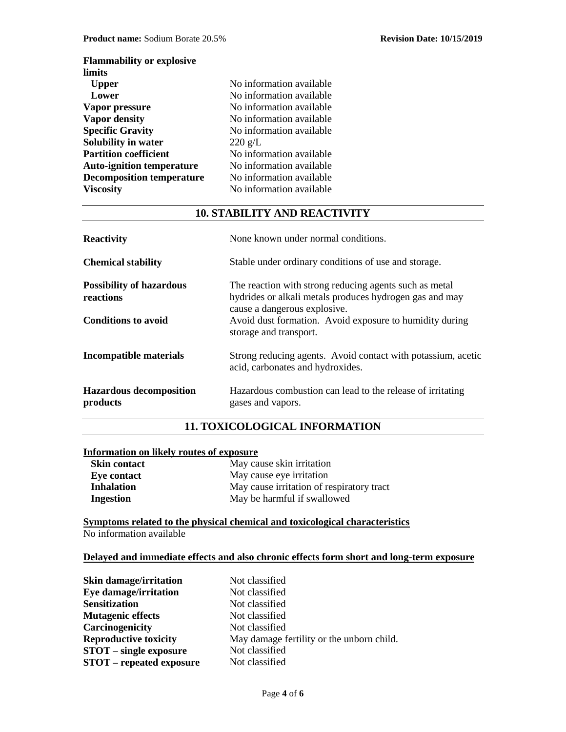| | |
|---|---|
| **Flammability or explosive limits** | |
| **Upper** | No information available |
| **Lower** | No information available |
| **Vapor pressure** | No information available |
| **Vapor density** | No information available |
| **Specific Gravity** | No information available |
| **Solubility in water** | 220 g/L |
| **Partition coefficient** | No information available |
| **Auto-ignition temperature** | No information available |
| **Decomposition temperature** | No information available |
| **Viscosity** | No information available |

## 10. STABILITY AND REACTIVITY

| | |
|---|---|
| **Reactivity** | None known under normal conditions. |
| **Chemical stability** | Stable under ordinary conditions of use and storage. |
| **Possibility of hazardous reactions** | The reaction with strong reducing agents such as metal hydrides or alkali metals produces hydrogen gas and may cause a dangerous explosive. |
| **Conditions to avoid** | Avoid dust formation. Avoid exposure to humidity during storage and transport. |
| **Incompatible materials** | Strong reducing agents. Avoid contact with potassium, acetic acid, carbonates and hydroxides. |
| **Hazardous decomposition products** | Hazardous combustion can lead to the release of irritating gases and vapors. |

## 11. TOXICOLOGICAL INFORMATION

**Information on likely routes of exposure**

| | |
|---|---|
| **Skin contact** | May cause skin irritation |
| **Eye contact** | May cause eye irritation |
| **Inhalation** | May cause irritation of respiratory tract |
| **Ingestion** | May be harmful if swallowed |

**Symptoms related to the physical chemical and toxicological characteristics**

No information available

**Delayed and immediate effects and also chronic effects form short and long-term exposure**

| | |
|---|---|
| **Skin damage/irritation** | Not classified |
| **Eye damage/irritation** | Not classified |
| **Sensitization** | Not classified |
| **Mutagenic effects** | Not classified |
| **Carcinogenicity** | Not classified |
| **Reproductive toxicity** | May damage fertility or the unborn child. |
| **STOT – single exposure** | Not classified |
| **STOT – repeated exposure** | Not classified |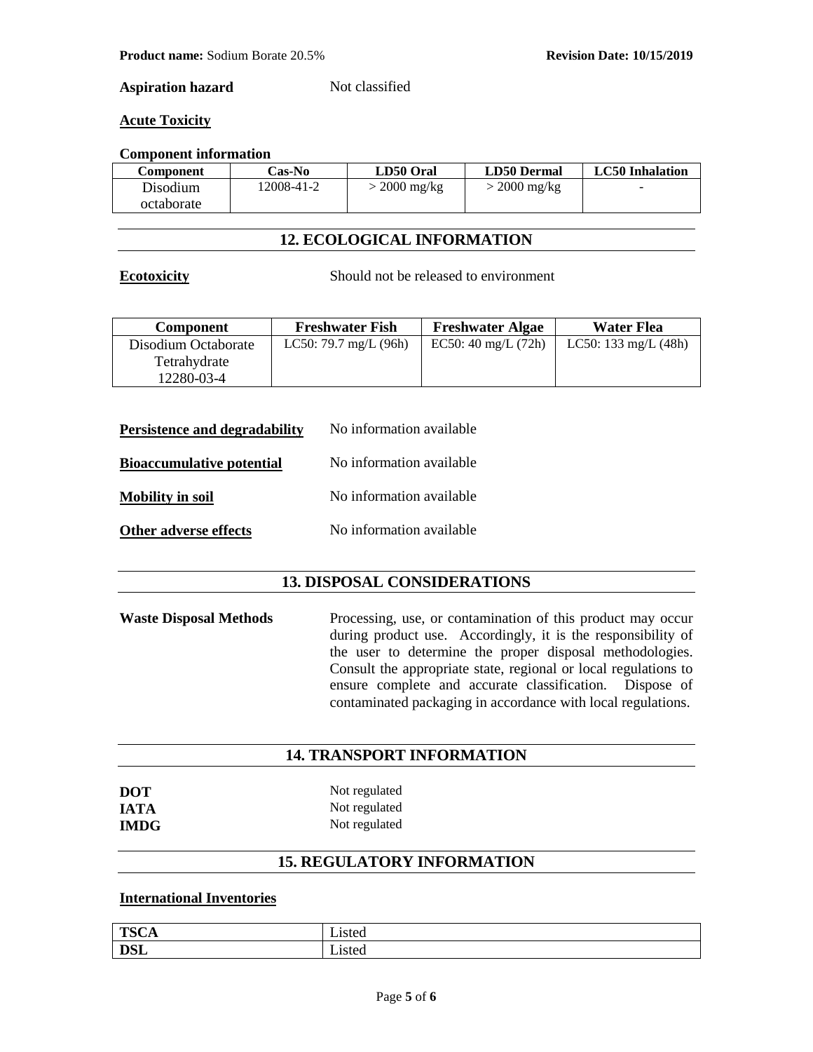**Aspiration hazard** Not classified

**Acute Toxicity**

**Component information**

| Component | Cas-No | LD50 Oral | LD50 Dermal | LC50 Inhalation |
|---|---|---|---|---|
| Disodium octaborate | 12008-41-2 | > 2000 mg/kg | > 2000 mg/kg | - |

## 12. ECOLOGICAL INFORMATION

**Ecotoxicity** Should not be released to environment

| Component | Freshwater Fish | Freshwater Algae | Water Flea |
|---|---|---|---|
| Disodium Octaborate Tetrahydrate 12280-03-4 | LC50: 79.7 mg/L (96h) | EC50: 40 mg/L (72h) | LC50: 133 mg/L (48h) |

**Persistence and degradability** No information available

**Bioaccumulative potential** No information available

**Mobility in soil** No information available

**Other adverse effects** No information available

## 13. DISPOSAL CONSIDERATIONS

**Waste Disposal Methods** Processing, use, or contamination of this product may occur during product use. Accordingly, it is the responsibility of the user to determine the proper disposal methodologies. Consult the appropriate state, regional or local regulations to ensure complete and accurate classification. Dispose of contaminated packaging in accordance with local regulations.

## 14. TRANSPORT INFORMATION

**DOT** Not regulated
**IATA** Not regulated
**IMDG** Not regulated

## 15. REGULATORY INFORMATION

**International Inventories**

| | |
|---|---|
| **TSCA** | Listed |
| **DSL** | Listed |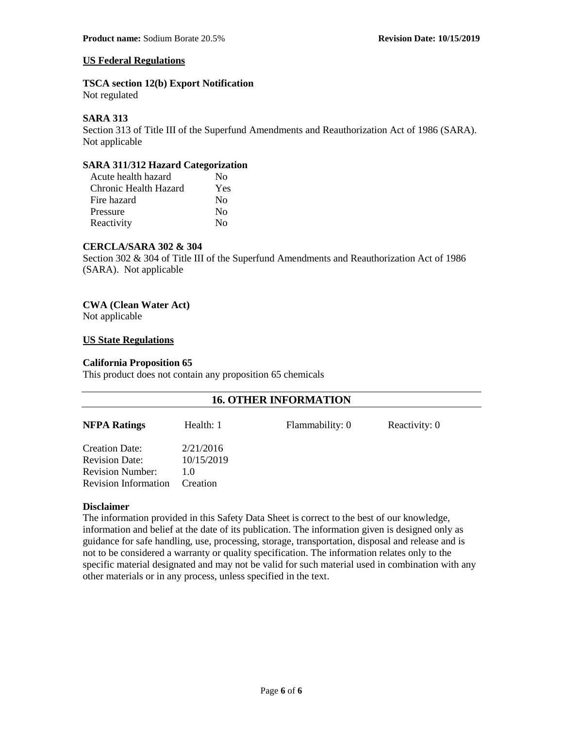**US Federal Regulations**

**TSCA section 12(b) Export Notification**
Not regulated

**SARA 313**
Section 313 of Title III of the Superfund Amendments and Reauthorization Act of 1986 (SARA). Not applicable

**SARA 311/312 Hazard Categorization**

| | |
|---|---|
| Acute health hazard | No |
| Chronic Health Hazard | Yes |
| Fire hazard | No |
| Pressure | No |
| Reactivity | No |

**CERCLA/SARA 302 & 304**
Section 302 & 304 of Title III of the Superfund Amendments and Reauthorization Act of 1986 (SARA). Not applicable

**CWA (Clean Water Act)**
Not applicable

**US State Regulations**

**California Proposition 65**
This product does not contain any proposition 65 chemicals

## 16. OTHER INFORMATION

| | | | |
|---|---|---|---|
| **NFPA Ratings** | Health: 1 | Flammability: 0 | Reactivity: 0 |

| | |
|---|---|
| Creation Date: | 2/21/2016 |
| Revision Date: | 10/15/2019 |
| Revision Number: | 1.0 |
| Revision Information | Creation |

**Disclaimer**
The information provided in this Safety Data Sheet is correct to the best of our knowledge, information and belief at the date of its publication. The information given is designed only as guidance for safe handling, use, processing, storage, transportation, disposal and release and is not to be considered a warranty or quality specification. The information relates only to the specific material designated and may not be valid for such material used in combination with any other materials or in any process, unless specified in the text.